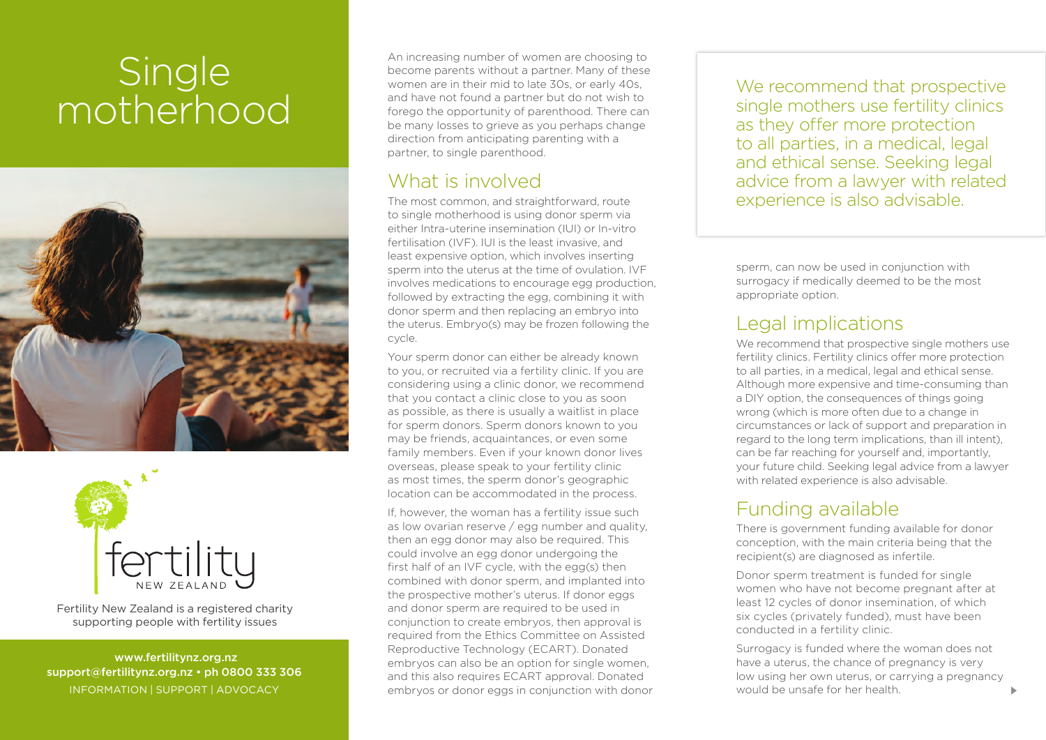# Single motherhood

Fertility New Zealand is a registered charity supporting people with fertility issues

www.fertilitynz.org.nz
support@fertilitynz.org.nz • ph 0800 333 306
INFORMATION | SUPPORT | ADVOCACY

An increasing number of women are choosing to become parents without a partner. Many of these women are in their mid to late 30s, or early 40s, and have not found a partner but do not wish to forego the opportunity of parenthood. There can be many losses to grieve as you perhaps change direction from anticipating parenting with a partner, to single parenthood.

## What is involved

The most common, and straightforward, route to single motherhood is using donor sperm via either Intra-uterine insemination (IUI) or In-vitro fertilisation (IVF). IUI is the least invasive, and least expensive option, which involves inserting sperm into the uterus at the time of ovulation. IVF involves medications to encourage egg production, followed by extracting the egg, combining it with donor sperm and then replacing an embryo into the uterus. Embryo(s) may be frozen following the cycle.

Your sperm donor can either be already known to you, or recruited via a fertility clinic. If you are considering using a clinic donor, we recommend that you contact a clinic close to you as soon as possible, as there is usually a waitlist in place for sperm donors. Sperm donors known to you may be friends, acquaintances, or even some family members. Even if your known donor lives overseas, please speak to your fertility clinic as most times, the sperm donor's geographic location can be accommodated in the process.

If, however, the woman has a fertility issue such as low ovarian reserve / egg number and quality, then an egg donor may also be required. This could involve an egg donor undergoing the first half of an IVF cycle, with the egg(s) then combined with donor sperm, and implanted into the prospective mother's uterus. If donor eggs and donor sperm are required to be used in conjunction to create embryos, then approval is required from the Ethics Committee on Assisted Reproductive Technology (ECART). Donated embryos can also be an option for single women, and this also requires ECART approval. Donated embryos or donor eggs in conjunction with donor sperm, can now be used in conjunction with surrogacy if medically deemed to be the most appropriate option.

> We recommend that prospective single mothers use fertility clinics as they offer more protection to all parties, in a medical, legal and ethical sense. Seeking legal advice from a lawyer with related experience is also advisable.

## Legal implications

We recommend that prospective single mothers use fertility clinics. Fertility clinics offer more protection to all parties, in a medical, legal and ethical sense. Although more expensive and time-consuming than a DIY option, the consequences of things going wrong (which is more often due to a change in circumstances or lack of support and preparation in regard to the long term implications, than ill intent), can be far reaching for yourself and, importantly, your future child. Seeking legal advice from a lawyer with related experience is also advisable.

## Funding available

There is government funding available for donor conception, with the main criteria being that the recipient(s) are diagnosed as infertile.

Donor sperm treatment is funded for single women who have not become pregnant after at least 12 cycles of donor insemination, of which six cycles (privately funded), must have been conducted in a fertility clinic.

Surrogacy is funded where the woman does not have a uterus, the chance of pregnancy is very low using her own uterus, or carrying a pregnancy would be unsafe for her health.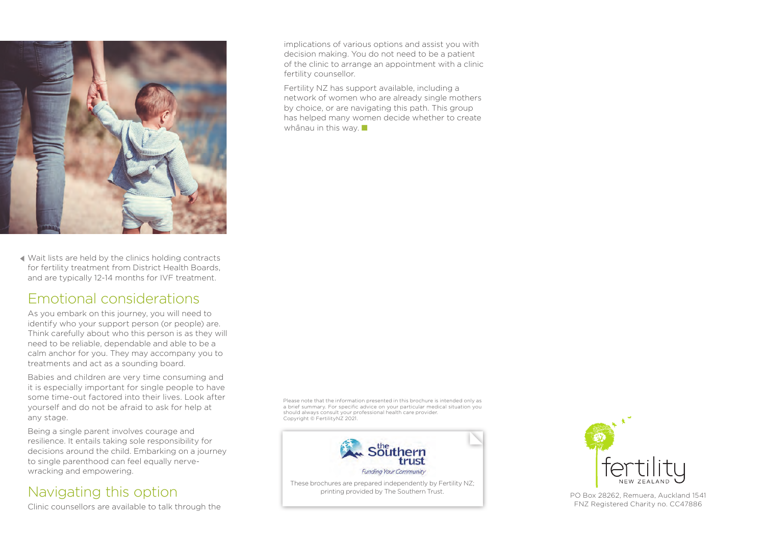Wait lists are held by the clinics holding contracts for fertility treatment from District Health Boards, and are typically 12-14 months for IVF treatment.

## Emotional considerations

As you embark on this journey, you will need to identify who your support person (or people) are. Think carefully about who this person is as they will need to be reliable, dependable and able to be a calm anchor for you. They may accompany you to treatments and act as a sounding board.

Babies and children are very time consuming and it is especially important for single people to have some time-out factored into their lives. Look after yourself and do not be afraid to ask for help at any stage.

Being a single parent involves courage and resilience. It entails taking sole responsibility for decisions around the child. Embarking on a journey to single parenthood can feel equally nerve-wracking and empowering.

## Navigating this option

Clinic counsellors are available to talk through the implications of various options and assist you with decision making. You do not need to be a patient of the clinic to arrange an appointment with a clinic fertility counsellor.

Fertility NZ has support available, including a network of women who are already single mothers by choice, or are navigating this path. This group has helped many women decide whether to create whānau in this way.

Please note that the information presented in this brochure is intended only as a brief summary. For specific advice on your particular medical situation you should always consult your professional health care provider.
Copyright © FertilityNZ 2021.

the Southern trust
Funding Your Community

These brochures are prepared independently by Fertility NZ; printing provided by The Southern Trust.

fertility NEW ZEALAND

PO Box 28262, Remuera, Auckland 1541
FNZ Registered Charity no. CC47886